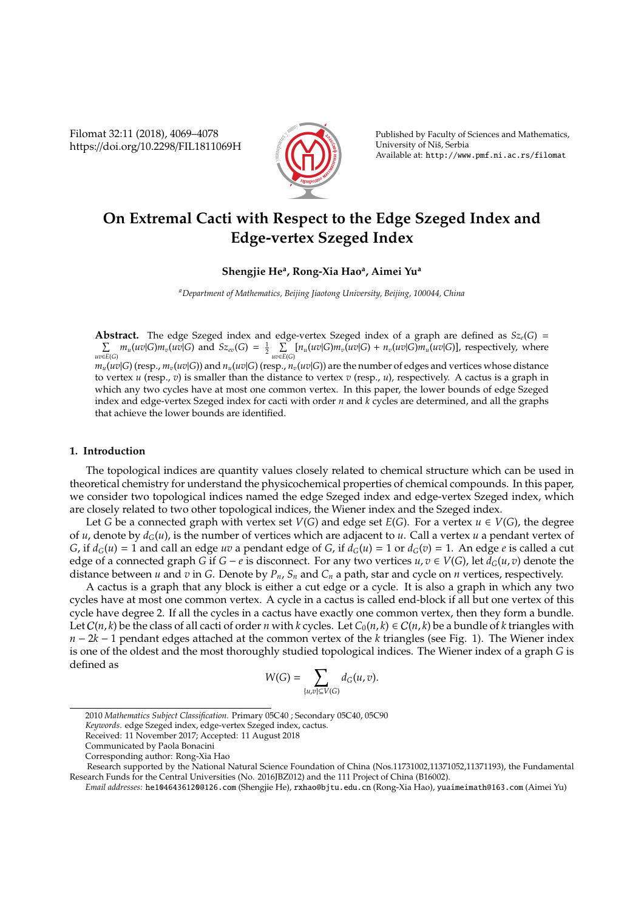# On Extremal Cacti with Respect to the Edge Szeged Index and Edge-vertex Szeged Index

**Shengjie He[a], Rong-Xia Hao[a], Aimei Yu[a]**

[a] *Department of Mathematics, Beijing Jiaotong University, Beijing, 100044, China*

**Abstract.** The edge Szeged index and edge-vertex Szeged index of a graph are defined as $Sz_e(G) = \sum_{uv\in E(G)} m_u(uv|G)m_v(uv|G)$ and $Sz_{ev}(G) = \frac{1}{2}\sum_{uv\in E(G)} [n_u(uv|G)m_v(uv|G) + n_v(uv|G)m_u(uv|G)]$, respectively, where $m_u(uv|G)$ (resp., $m_v(uv|G)$) and $n_u(uv|G)$ (resp., $n_v(uv|G)$) are the number of edges and vertices whose distance to vertex $u$ (resp., $v$) is smaller than the distance to vertex $v$ (resp., $u$), respectively. A cactus is a graph in which any two cycles have at most one common vertex. In this paper, the lower bounds of edge Szeged index and edge-vertex Szeged index for cacti with order $n$ and $k$ cycles are determined, and all the graphs that achieve the lower bounds are identified.

## 1. Introduction

The topological indices are quantity values closely related to chemical structure which can be used in theoretical chemistry for understand the physicochemical properties of chemical compounds. In this paper, we consider two topological indices named the edge Szeged index and edge-vertex Szeged index, which are closely related to two other topological indices, the Wiener index and the Szeged index.

Let $G$ be a connected graph with vertex set $V(G)$ and edge set $E(G)$. For a vertex $u \in V(G)$, the degree of $u$, denote by $d_G(u)$, is the number of vertices which are adjacent to $u$. Call a vertex $u$ a pendant vertex of $G$, if $d_G(u) = 1$ and call an edge $uv$ a pendant edge of $G$, if $d_G(u) = 1$ or $d_G(v) = 1$. An edge $e$ is called a cut edge of a connected graph $G$ if $G - e$ is disconnected. For any two vertices $u, v \in V(G)$, let $d_G(u, v)$ denote the distance between $u$ and $v$ in $G$. Denote by $P_n$, $S_n$ and $C_n$ a path, star and cycle on $n$ vertices, respectively.

A cactus is a graph that any block is either a cut edge or a cycle. It is also a graph in which any two cycles have at most one common vertex. A cycle in a cactus is called end-block if all but one vertex of this cycle have degree 2. If all the cycles in a cactus have exactly one common vertex, then they form a bundle. Let $\mathcal{C}(n, k)$ be the class of all cacti of order $n$ with $k$ cycles. Let $C_0(n, k) \in \mathcal{C}(n, k)$ be a bundle of $k$ triangles with $n - 2k - 1$ pendant edges attached at the common vertex of the $k$ triangles (see Fig. 1). The Wiener index is one of the oldest and the most thoroughly studied topological indices. The Wiener index of a graph $G$ is defined as

$$W(G) = \sum_{\{u,v\}\subseteq V(G)} d_G(u, v).$$

---

2010 *Mathematics Subject Classification*. Primary 05C40 ; Secondary 05C40, 05C90

*Keywords*. edge Szeged index, edge-vertex Szeged index, cactus.

Received: 11 November 2017; Accepted: 11 August 2018

Communicated by Paola Bonacini

Corresponding author: Rong-Xia Hao

Research supported by the National Natural Science Foundation of China (Nos.11731002,11371052,11371193), the Fundamental Research Funds for the Central Universities (No. 2016JBZ012) and the 111 Project of China (B16002).

*Email addresses:* he1046436120@126.com (Shengjie He), rxhao@bjtu.edu.cn (Rong-Xia Hao), yuaimeimath@163.com (Aimei Yu)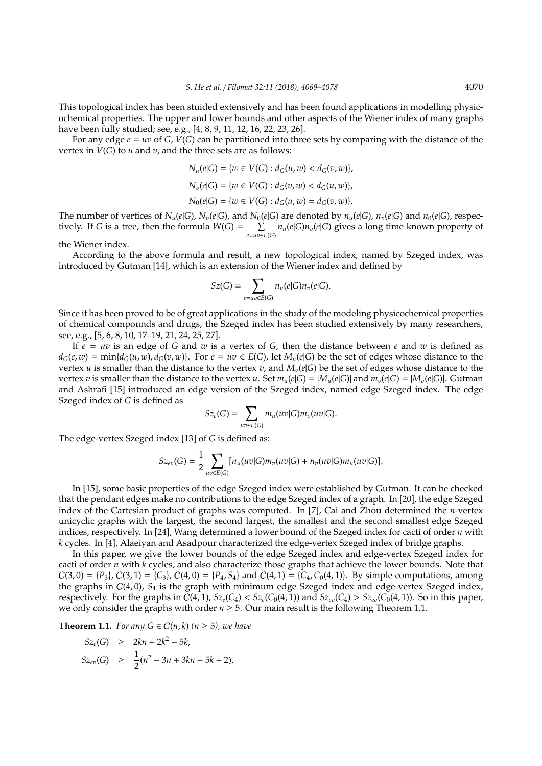This topological index has been stuided extensively and has been found applications in modelling physicochemical properties. The upper and lower bounds and other aspects of the Wiener index of many graphs have been fully studied; see, e.g., [4, 8, 9, 11, 12, 16, 22, 23, 26].

For any edge $e = uv$ of $G$, $V(G)$ can be partitioned into three sets by comparing with the distance of the vertex in $V(G)$ to $u$ and $v$, and the three sets are as follows:

$$N_u(e|G) = \{w \in V(G) : d_G(u, w) < d_G(v, w)\},$$

$$N_v(e|G) = \{w \in V(G) : d_G(v, w) < d_G(u, w)\},$$

$$N_0(e|G) = \{w \in V(G) : d_G(u, w) = d_G(v, w)\}.$$

The number of vertices of $N_u(e|G)$, $N_v(e|G)$, and $N_0(e|G)$ are denoted by $n_u(e|G)$, $n_v(e|G)$ and $n_0(e|G)$, respectively. If $G$ is a tree, then the formula $W(G) = \sum\limits_{e=uv \in E(G)} n_u(e|G)n_v(e|G)$ gives a long time known property of the Wiener index.

According to the above formula and result, a new topological index, named by Szeged index, was introduced by Gutman [14], which is an extension of the Wiener index and defined by

$$Sz(G) = \sum_{e=uv \in E(G)} n_u(e|G)n_v(e|G).$$

Since it has been proved to be of great applications in the study of the modeling physicochemical properties of chemical compounds and drugs, the Szeged index has been studied extensively by many researchers, see, e.g., [5, 6, 8, 10, 17–19, 21, 24, 25, 27].

If $e = uv$ is an edge of $G$ and $w$ is a vertex of $G$, then the distance between $e$ and $w$ is defined as $d_G(e, w) = \min\{d_G(u, w), d_G(v, w)\}$. For $e = uv \in E(G)$, let $M_u(e|G)$ be the set of edges whose distance to the vertex $u$ is smaller than the distance to the vertex $v$, and $M_v(e|G)$ be the set of edges whose distance to the vertex $v$ is smaller than the distance to the vertex $u$. Set $m_u(e|G) = |M_u(e|G)|$ and $m_v(e|G) = |M_v(e|G)|$. Gutman and Ashrafi [15] introduced an edge version of the Szeged index, named edge Szeged index. The edge Szeged index of $G$ is defined as

$$Sz_e(G) = \sum_{uv \in E(G)} m_u(uv|G)m_v(uv|G).$$

The edge-vertex Szeged index [13] of $G$ is defined as:

$$Sz_{ev}(G) = \frac{1}{2} \sum_{uv \in E(G)} [n_u(uv|G)m_v(uv|G) + n_v(uv|G)m_u(uv|G)].$$

In [15], some basic properties of the edge Szeged index were established by Gutman. It can be checked that the pendant edges make no contributions to the edge Szeged index of a graph. In [20], the edge Szeged index of the Cartesian product of graphs was computed. In [7], Cai and Zhou determined the $n$-vertex unicyclic graphs with the largest, the second largest, the smallest and the second smallest edge Szeged indices, respectively. In [24], Wang determined a lower bound of the Szeged index for cacti of order $n$ with $k$ cycles. In [4], Alaeiyan and Asadpour characterized the edge-vertex Szeged index of bridge graphs.

In this paper, we give the lower bounds of the edge Szeged index and edge-vertex Szeged index for cacti of order $n$ with $k$ cycles, and also characterize those graphs that achieve the lower bounds. Note that $\mathcal{C}(3, 0) = \{P_3\}$, $\mathcal{C}(3, 1) = \{C_3\}$, $\mathcal{C}(4, 0) = \{P_4, S_4\}$ and $\mathcal{C}(4, 1) = \{C_4, C_0(4, 1)\}$. By simple computations, among the graphs in $\mathcal{C}(4, 0)$, $S_4$ is the graph with minimum edge Szeged index and edge-vertex Szeged index, respectively. For the graphs in $\mathcal{C}(4, 1)$, $Sz_e(C_4) < Sz_e(C_0(4, 1))$ and $Sz_{ev}(C_4) > Sz_{ev}(C_0(4, 1))$. So in this paper, we only consider the graphs with order $n \geq 5$. Our main result is the following Theorem 1.1.

**Theorem 1.1.** *For any $G \in \mathcal{C}(n, k)$ ($n \geq 5$), we have*

$$Sz_e(G) \geq 2kn + 2k^2 - 5k,$$

$$Sz_{ev}(G) \geq \frac{1}{2}(n^2 - 3n + 3kn - 5k + 2),$$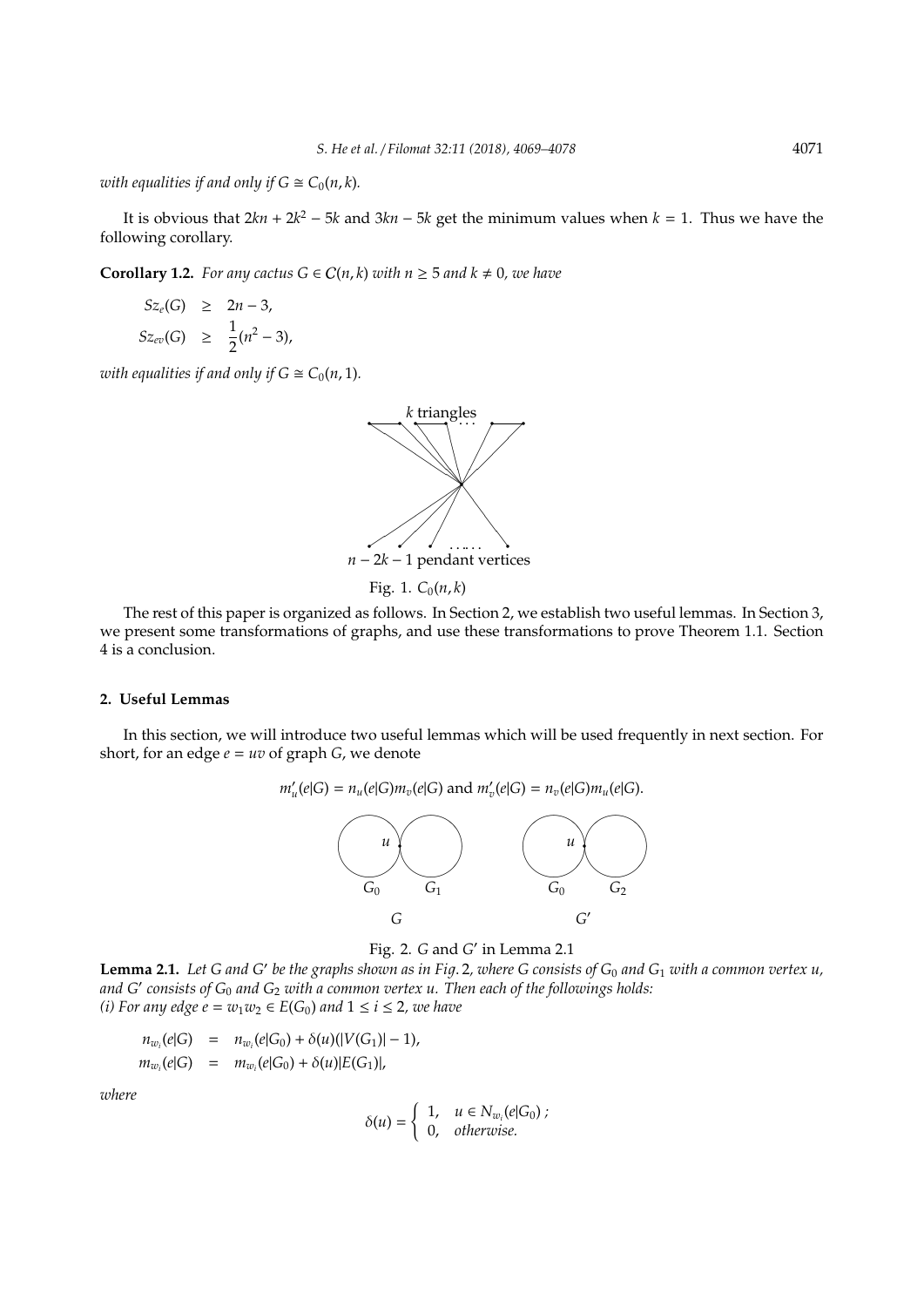*with equalities if and only if $G \cong C_0(n,k)$.*

It is obvious that $2kn + 2k^2 - 5k$ and $3kn - 5k$ get the minimum values when $k = 1$. Thus we have the following corollary.

**Corollary 1.2.** *For any cactus $G \in \mathcal{C}(n,k)$ with $n \geq 5$ and $k \neq 0$, we have*

$$\begin{aligned} Sz_e(G) &\geq 2n - 3, \\ Sz_{ev}(G) &\geq \frac{1}{2}(n^2 - 3), \end{aligned}$$

*with equalities if and only if $G \cong C_0(n,1)$.*

$k$ triangles

$n - 2k - 1$ pendant vertices

Fig. 1. $C_0(n,k)$

The rest of this paper is organized as follows. In Section 2, we establish two useful lemmas. In Section 3, we present some transformations of graphs, and use these transformations to prove Theorem 1.1. Section 4 is a conclusion.

## 2. Useful Lemmas

In this section, we will introduce two useful lemmas which will be used frequently in next section. For short, for an edge $e = uv$ of graph $G$, we denote

$$m'_u(e|G) = n_u(e|G)m_v(e|G) \text{ and } m'_v(e|G) = n_v(e|G)m_u(e|G).$$

Fig. 2. $G$ and $G'$ in Lemma 2.1

**Lemma 2.1.** *Let $G$ and $G'$ be the graphs shown as in Fig. 2, where $G$ consists of $G_0$ and $G_1$ with a common vertex $u$, and $G'$ consists of $G_0$ and $G_2$ with a common vertex $u$. Then each of the followings holds:*
*(i) For any edge $e = w_1w_2 \in E(G_0)$ and $1 \leq i \leq 2$, we have*

$$\begin{aligned} n_{w_i}(e|G) &= n_{w_i}(e|G_0) + \delta(u)(|V(G_1)| - 1), \\ m_{w_i}(e|G) &= m_{w_i}(e|G_0) + \delta(u)|E(G_1)|, \end{aligned}$$

*where*

$$\delta(u) = \begin{cases} 1, & u \in N_{w_i}(e|G_0)\ ; \\ 0, & \text{otherwise.} \end{cases}$$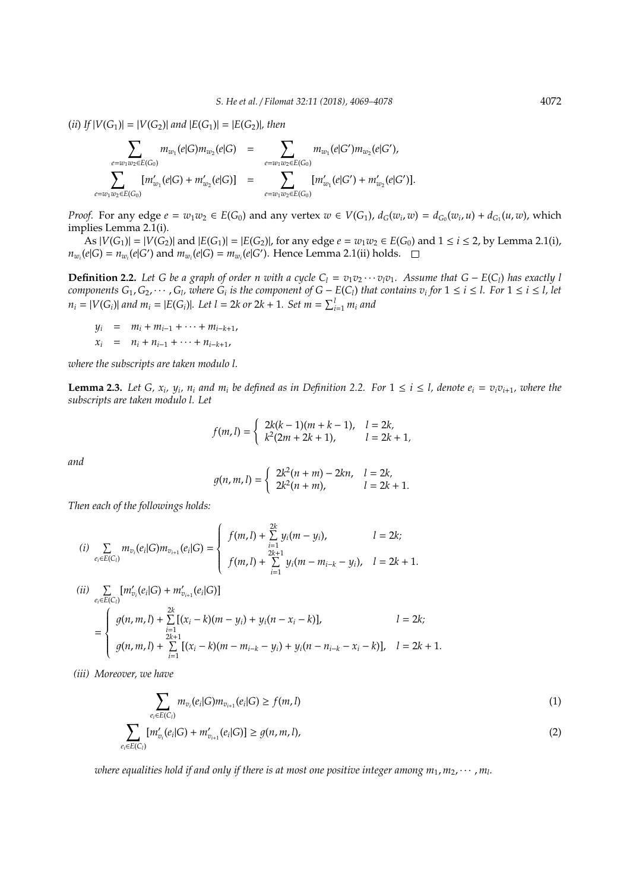(*ii*) *If* $|V(G_1)| = |V(G_2)|$ *and* $|E(G_1)| = |E(G_2)|$, *then*

$$\sum_{e=w_1w_2\in E(G_0)} m_{w_1}(e|G)m_{w_2}(e|G) = \sum_{e=w_1w_2\in E(G_0)} m_{w_1}(e|G')m_{w_2}(e|G'),$$

$$\sum_{e=w_1w_2\in E(G_0)} [m'_{w_1}(e|G) + m'_{w_2}(e|G)] = \sum_{e=w_1w_2\in E(G_0)} [m'_{w_1}(e|G') + m'_{w_2}(e|G')].$$

*Proof.* For any edge $e = w_1w_2 \in E(G_0)$ and any vertex $w \in V(G_1)$, $d_G(w_i, w) = d_{G_0}(w_i, u) + d_{G_1}(u, w)$, which implies Lemma 2.1(i).

As $|V(G_1)| = |V(G_2)|$ and $|E(G_1)| = |E(G_2)|$, for any edge $e = w_1w_2 \in E(G_0)$ and $1 \le i \le 2$, by Lemma 2.1(i), $n_{w_i}(e|G) = n_{w_i}(e|G')$ and $m_{w_i}(e|G) = m_{w_i}(e|G')$. Hence Lemma 2.1(ii) holds. □

**Definition 2.2.** *Let $G$ be a graph of order $n$ with a cycle $C_l = v_1v_2\cdots v_lv_1$. Assume that $G - E(C_l)$ has exactly $l$ components $G_1, G_2, \cdots, G_l$, where $G_i$ is the component of $G - E(C_l)$ that contains $v_i$ for $1 \le i \le l$. For $1 \le i \le l$, let $n_i = |V(G_i)|$ and $m_i = |E(G_i)|$. Let $l = 2k$ or $2k+1$. Set $m = \sum_{i=1}^{l} m_i$ and*

$$y_i = m_i + m_{i-1} + \cdots + m_{i-k+1},$$
$$x_i = n_i + n_{i-1} + \cdots + n_{i-k+1},$$

*where the subscripts are taken modulo $l$.*

**Lemma 2.3.** *Let $G$, $x_i$, $y_i$, $n_i$ and $m_i$ be defined as in Definition 2.2. For $1 \le i \le l$, denote $e_i = v_iv_{i+1}$, where the subscripts are taken modulo $l$. Let*

$$f(m,l) = \begin{cases} 2k(k-1)(m+k-1), & l = 2k, \\ k^2(2m+2k+1), & l = 2k+1, \end{cases}$$

*and*

$$g(n,m,l) = \begin{cases} 2k^2(n+m) - 2kn, & l = 2k, \\ 2k^2(n+m), & l = 2k+1. \end{cases}$$

*Then each of the followings holds:*

*(i)*
$$\sum_{e_i\in E(C_l)} m_{v_i}(e_i|G)m_{v_{i+1}}(e_i|G) = \begin{cases} f(m,l) + \sum_{i=1}^{2k} y_i(m - y_i), & l = 2k; \\ f(m,l) + \sum_{i=1}^{2k+1} y_i(m - m_{i-k} - y_i), & l = 2k+1. \end{cases}$$

*(ii)*
$$\sum_{e_i\in E(C_l)} [m'_{v_i}(e_i|G) + m'_{v_{i+1}}(e_i|G)]$$
$$= \begin{cases} g(n,m,l) + \sum_{i=1}^{2k} [(x_i - k)(m - y_i) + y_i(n - x_i - k)], & l = 2k; \\ g(n,m,l) + \sum_{i=1}^{2k+1} [(x_i - k)(m - m_{i-k} - y_i) + y_i(n - n_{i-k} - x_i - k)], & l = 2k+1. \end{cases}$$

*(iii) Moreover, we have*

$$\sum_{e_i\in E(C_l)} m_{v_i}(e_i|G)m_{v_{i+1}}(e_i|G) \ge f(m,l) \tag{1}$$

$$\sum_{e_i\in E(C_l)} [m'_{v_i}(e_i|G) + m'_{v_{i+1}}(e_i|G)] \ge g(n,m,l), \tag{2}$$

*where equalities hold if and only if there is at most one positive integer among $m_1, m_2, \cdots, m_l$.*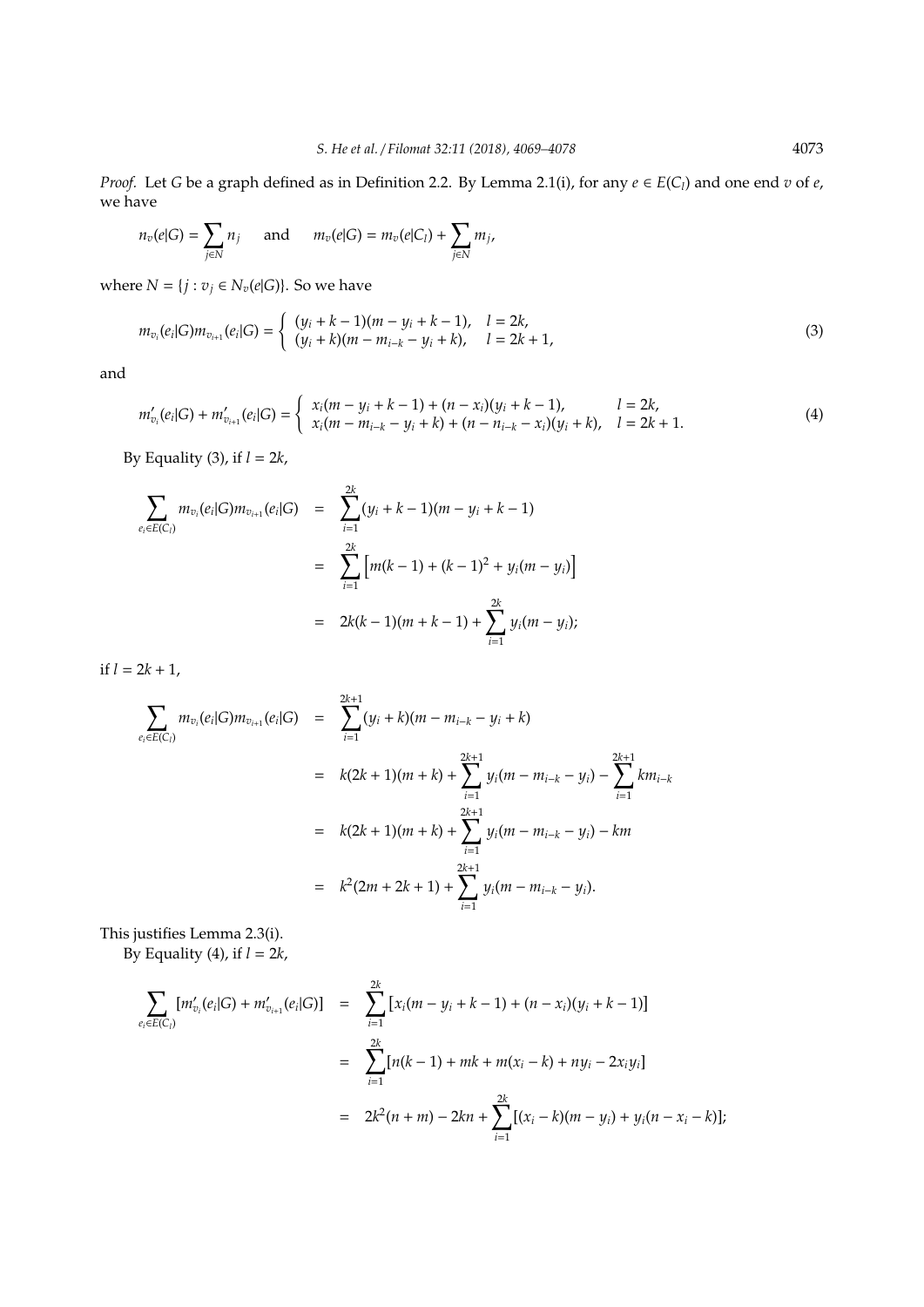*Proof.* Let $G$ be a graph defined as in Definition 2.2. By Lemma 2.1(i), for any $e \in E(C_l)$ and one end $v$ of $e$, we have

$$n_v(e|G) = \sum_{j \in N} n_j \quad \text{and} \quad m_v(e|G) = m_v(e|C_l) + \sum_{j \in N} m_j,$$

where $N = \{j : v_j \in N_v(e|G)\}$. So we have

$$m_{v_i}(e_i|G)m_{v_{i+1}}(e_i|G) = \begin{cases} (y_i + k - 1)(m - y_i + k - 1), & l = 2k, \\ (y_i + k)(m - m_{i-k} - y_i + k), & l = 2k + 1, \end{cases} \tag{3}$$

and

$$m'_{v_i}(e_i|G) + m'_{v_{i+1}}(e_i|G) = \begin{cases} x_i(m - y_i + k - 1) + (n - x_i)(y_i + k - 1), & l = 2k, \\ x_i(m - m_{i-k} - y_i + k) + (n - n_{i-k} - x_i)(y_i + k), & l = 2k + 1. \end{cases} \tag{4}$$

By Equality (3), if $l = 2k$,

$$\begin{aligned}
\sum_{e_i \in E(C_l)} m_{v_i}(e_i|G)m_{v_{i+1}}(e_i|G) &= \sum_{i=1}^{2k} (y_i + k - 1)(m - y_i + k - 1) \\
&= \sum_{i=1}^{2k} \left[ m(k-1) + (k-1)^2 + y_i(m - y_i) \right] \\
&= 2k(k-1)(m + k - 1) + \sum_{i=1}^{2k} y_i(m - y_i);
\end{aligned}$$

if $l = 2k + 1$,

$$\begin{aligned}
\sum_{e_i \in E(C_l)} m_{v_i}(e_i|G)m_{v_{i+1}}(e_i|G) &= \sum_{i=1}^{2k+1} (y_i + k)(m - m_{i-k} - y_i + k) \\
&= k(2k+1)(m + k) + \sum_{i=1}^{2k+1} y_i(m - m_{i-k} - y_i) - \sum_{i=1}^{2k+1} k m_{i-k} \\
&= k(2k+1)(m + k) + \sum_{i=1}^{2k+1} y_i(m - m_{i-k} - y_i) - km \\
&= k^2(2m + 2k + 1) + \sum_{i=1}^{2k+1} y_i(m - m_{i-k} - y_i).
\end{aligned}$$

This justifies Lemma 2.3(i).

By Equality (4), if $l = 2k$,

$$\begin{aligned}
\sum_{e_i \in E(C_l)} [m'_{v_i}(e_i|G) + m'_{v_{i+1}}(e_i|G)] &= \sum_{i=1}^{2k} [x_i(m - y_i + k - 1) + (n - x_i)(y_i + k - 1)] \\
&= \sum_{i=1}^{2k} [n(k-1) + mk + m(x_i - k) + ny_i - 2x_i y_i] \\
&= 2k^2(n + m) - 2kn + \sum_{i=1}^{2k} [(x_i - k)(m - y_i) + y_i(n - x_i - k)];
\end{aligned}$$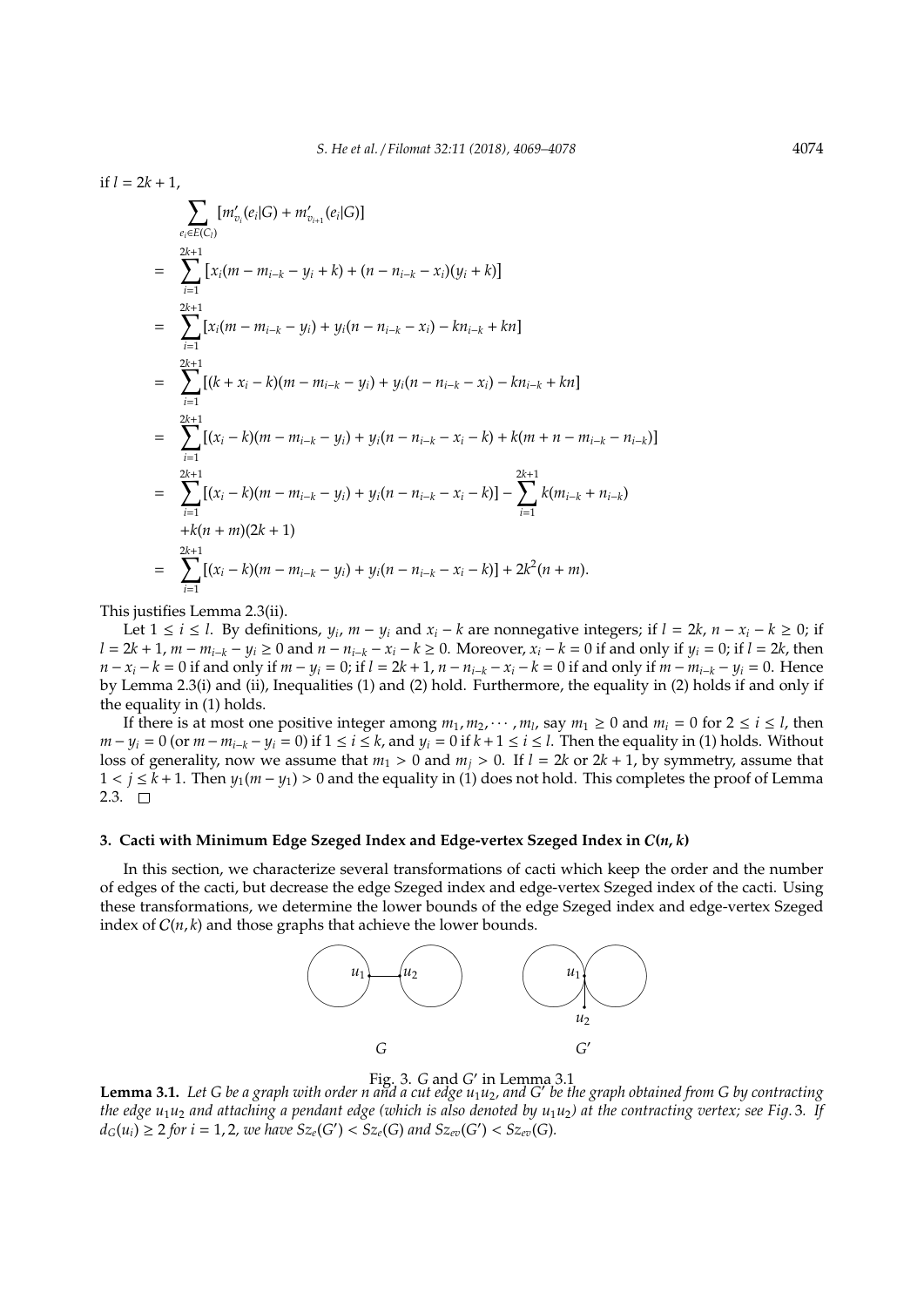if $l = 2k+1$,

$$
\begin{aligned}
& \sum_{e_i \in E(C_l)} [m'_{v_i}(e_i|G) + m'_{v_{i+1}}(e_i|G)] \\
= & \sum_{i=1}^{2k+1} [x_i(m - m_{i-k} - y_i + k) + (n - n_{i-k} - x_i)(y_i + k)] \\
= & \sum_{i=1}^{2k+1} [x_i(m - m_{i-k} - y_i) + y_i(n - n_{i-k} - x_i) - kn_{i-k} + kn] \\
= & \sum_{i=1}^{2k+1} [(k + x_i - k)(m - m_{i-k} - y_i) + y_i(n - n_{i-k} - x_i) - kn_{i-k} + kn] \\
= & \sum_{i=1}^{2k+1} [(x_i - k)(m - m_{i-k} - y_i) + y_i(n - n_{i-k} - x_i - k) + k(m + n - m_{i-k} - n_{i-k})] \\
= & \sum_{i=1}^{2k+1} [(x_i - k)(m - m_{i-k} - y_i) + y_i(n - n_{i-k} - x_i - k)] - \sum_{i=1}^{2k+1} k(m_{i-k} + n_{i-k}) \\
& + k(n+m)(2k+1) \\
= & \sum_{i=1}^{2k+1} [(x_i - k)(m - m_{i-k} - y_i) + y_i(n - n_{i-k} - x_i - k)] + 2k^2(n+m).
\end{aligned}
$$

This justifies Lemma 2.3(ii).

Let $1 \leq i \leq l$. By definitions, $y_i$, $m - y_i$ and $x_i - k$ are nonnegative integers; if $l = 2k$, $n - x_i - k \geq 0$; if $l = 2k+1$, $m - m_{i-k} - y_i \geq 0$ and $n - n_{i-k} - x_i - k \geq 0$. Moreover, $x_i - k = 0$ if and only if $y_i = 0$; if $l = 2k$, then $n - x_i - k = 0$ if and only if $m - y_i = 0$; if $l = 2k+1$, $n - n_{i-k} - x_i - k = 0$ if and only if $m - m_{i-k} - y_i = 0$. Hence by Lemma 2.3(i) and (ii), Inequalities (1) and (2) hold. Furthermore, the equality in (2) holds if and only if the equality in (1) holds.

If there is at most one positive integer among $m_1, m_2, \cdots, m_l$, say $m_1 \geq 0$ and $m_i = 0$ for $2 \leq i \leq l$, then $m - y_i = 0$ (or $m - m_{i-k} - y_i = 0$) if $1 \leq i \leq k$, and $y_i = 0$ if $k+1 \leq i \leq l$. Then the equality in (1) holds. Without loss of generality, now we assume that $m_1 > 0$ and $m_j > 0$. If $l = 2k$ or $2k+1$, by symmetry, assume that $1 < j \leq k+1$. Then $y_1(m - y_1) > 0$ and the equality in (1) does not hold. This completes the proof of Lemma 2.3. □

### 3. Cacti with Minimum Edge Szeged Index and Edge-vertex Szeged Index in $\mathcal{C}(n, k)$

In this section, we characterize several transformations of cacti which keep the order and the number of edges of the cacti, but decrease the edge Szeged index and edge-vertex Szeged index of the cacti. Using these transformations, we determine the lower bounds of the edge Szeged index and edge-vertex Szeged index of $\mathcal{C}(n, k)$ and those graphs that achieve the lower bounds.

Fig. 3. $G$ and $G'$ in Lemma 3.1

**Lemma 3.1.** *Let $G$ be a graph with order $n$ and a cut edge $u_1u_2$, and $G'$ be the graph obtained from $G$ by contracting the edge $u_1u_2$ and attaching a pendant edge (which is also denoted by $u_1u_2$) at the contracting vertex; see Fig. 3. If $d_G(u_i) \geq 2$ for $i = 1, 2$, we have $Sz_e(G') < Sz_e(G)$ and $Sz_{ev}(G') < Sz_{ev}(G)$.*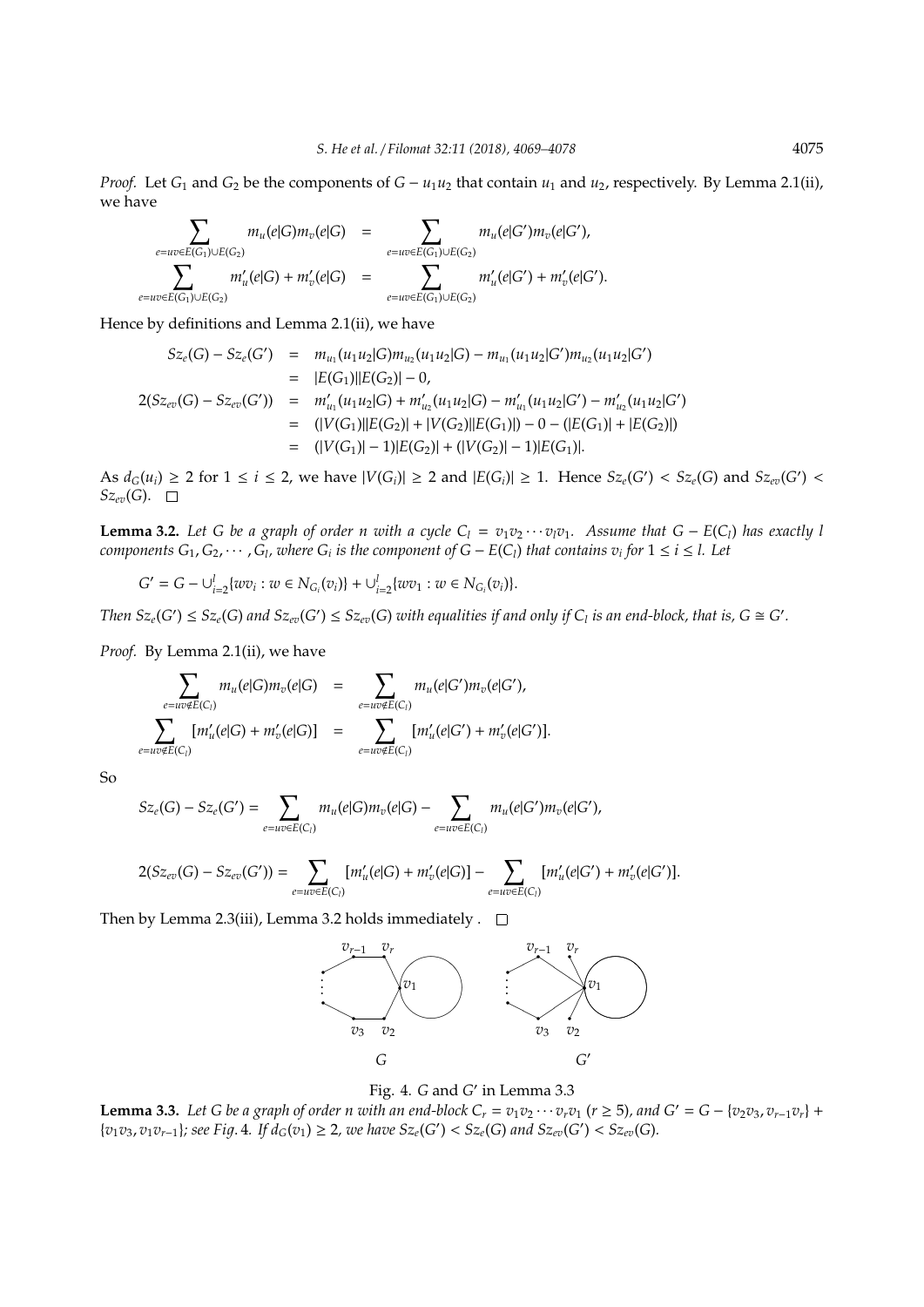*Proof.* Let $G_1$ and $G_2$ be the components of $G - u_1u_2$ that contain $u_1$ and $u_2$, respectively. By Lemma 2.1(ii), we have

$$\sum_{e=uv\in E(G_1)\cup E(G_2)} m_u(e|G)m_v(e|G) = \sum_{e=uv\in E(G_1)\cup E(G_2)} m_u(e|G')m_v(e|G'),$$

$$\sum_{e=uv\in E(G_1)\cup E(G_2)} m'_u(e|G) + m'_v(e|G) = \sum_{e=uv\in E(G_1)\cup E(G_2)} m'_u(e|G') + m'_v(e|G').$$

Hence by definitions and Lemma 2.1(ii), we have

$$\begin{aligned}
Sz_e(G) - Sz_e(G') &= m_{u_1}(u_1u_2|G)m_{u_2}(u_1u_2|G) - m_{u_1}(u_1u_2|G')m_{u_2}(u_1u_2|G') \\
&= |E(G_1)||E(G_2)| - 0, \\
2(Sz_{ev}(G) - Sz_{ev}(G')) &= m'_{u_1}(u_1u_2|G) + m'_{u_2}(u_1u_2|G) - m'_{u_1}(u_1u_2|G') - m'_{u_2}(u_1u_2|G') \\
&= (|V(G_1)||E(G_2)| + |V(G_2)||E(G_1)|) - 0 - (|E(G_1)| + |E(G_2)|) \\
&= (|V(G_1)| - 1)|E(G_2)| + (|V(G_2)| - 1)|E(G_1)|.
\end{aligned}$$

As $d_G(u_i) \geq 2$ for $1 \leq i \leq 2$, we have $|V(G_i)| \geq 2$ and $|E(G_i)| \geq 1$. Hence $Sz_e(G') < Sz_e(G)$ and $Sz_{ev}(G') < Sz_{ev}(G)$. □

**Lemma 3.2.** *Let $G$ be a graph of order $n$ with a cycle $C_l = v_1v_2\cdots v_lv_1$. Assume that $G - E(C_l)$ has exactly $l$ components $G_1, G_2, \cdots, G_l$, where $G_i$ is the component of $G - E(C_l)$ that contains $v_i$ for $1 \leq i \leq l$. Let*

$$G' = G - \cup_{i=2}^{l}\{wv_i : w \in N_{G_i}(v_i)\} + \cup_{i=2}^{l}\{wv_1 : w \in N_{G_i}(v_i)\}.$$

*Then $Sz_e(G') \leq Sz_e(G)$ and $Sz_{ev}(G') \leq Sz_{ev}(G)$ with equalities if and only if $C_l$ is an end-block, that is, $G \cong G'$.*

*Proof.* By Lemma 2.1(ii), we have

$$\sum_{e=uv\notin E(C_l)} m_u(e|G)m_v(e|G) = \sum_{e=uv\notin E(C_l)} m_u(e|G')m_v(e|G'),$$

$$\sum_{e=uv\notin E(C_l)} [m'_u(e|G) + m'_v(e|G)] = \sum_{e=uv\notin E(C_l)} [m'_u(e|G') + m'_v(e|G')].$$

So

$$Sz_e(G) - Sz_e(G') = \sum_{e=uv\in E(C_l)} m_u(e|G)m_v(e|G) - \sum_{e=uv\in E(C_l)} m_u(e|G')m_v(e|G'),$$

$$2(Sz_{ev}(G) - Sz_{ev}(G')) = \sum_{e=uv\in E(C_l)} [m'_u(e|G) + m'_v(e|G)] - \sum_{e=uv\in E(C_l)} [m'_u(e|G') + m'_v(e|G')].$$

Then by Lemma 2.3(iii), Lemma 3.2 holds immediately . □

Fig. 4. $G$ and $G'$ in Lemma 3.3

**Lemma 3.3.** *Let $G$ be a graph of order $n$ with an end-block $C_r = v_1v_2\cdots v_rv_1$ ($r \geq 5$), and $G' = G - \{v_2v_3, v_{r-1}v_r\} + \{v_1v_3, v_1v_{r-1}\}$; see Fig. 4. If $d_G(v_1) \geq 2$, we have $Sz_e(G') < Sz_e(G)$ and $Sz_{ev}(G') < Sz_{ev}(G)$.*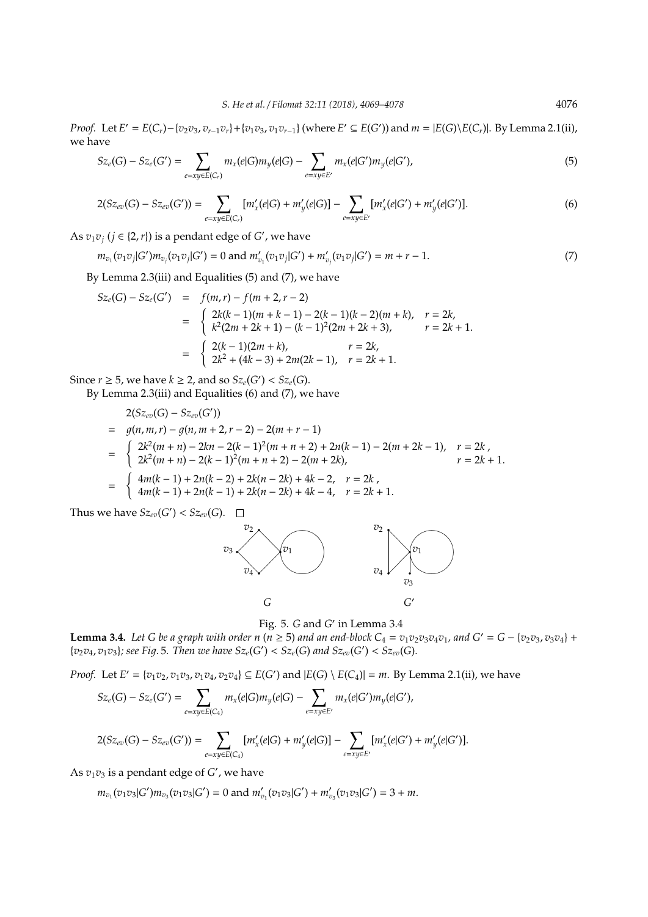*Proof.* Let $E' = E(C_r) - \{v_2v_3, v_{r-1}v_r\} + \{v_1v_3, v_1v_{r-1}\}$ (where $E' \subseteq E(G')$) and $m = |E(G)\backslash E(C_r)|$. By Lemma 2.1(ii), we have

$$Sz_e(G) - Sz_e(G') = \sum_{e=xy\in E(C_r)} m_x(e|G)m_y(e|G) - \sum_{e=xy\in E'} m_x(e|G')m_y(e|G'), \tag{5}$$

$$2(Sz_{ev}(G) - Sz_{ev}(G')) = \sum_{e=xy\in E(C_r)} [m'_x(e|G) + m'_y(e|G)] - \sum_{e=xy\in E'} [m'_x(e|G') + m'_y(e|G')]. \tag{6}$$

As $v_1v_j$ ($j \in \{2, r\}$) is a pendant edge of $G'$, we have

$$m_{v_1}(v_1v_j|G')m_{v_j}(v_1v_j|G') = 0 \text{ and } m'_{v_1}(v_1v_j|G') + m'_{v_j}(v_1v_j|G') = m + r - 1. \tag{7}$$

By Lemma 2.3(iii) and Equalities (5) and (7), we have

$$\begin{aligned}
Sz_e(G) - Sz_e(G') &= f(m,r) - f(m+2, r-2) \\
&= \begin{cases} 2k(k-1)(m+k-1) - 2(k-1)(k-2)(m+k), & r = 2k, \\ k^2(2m+2k+1) - (k-1)^2(2m+2k+3), & r = 2k+1. \end{cases} \\
&= \begin{cases} 2(k-1)(2m+k), & r = 2k, \\ 2k^2 + (4k-3) + 2m(2k-1), & r = 2k+1. \end{cases}
\end{aligned}$$

Since $r \geq 5$, we have $k \geq 2$, and so $Sz_e(G') < Sz_e(G)$.

By Lemma 2.3(iii) and Equalities (6) and (7), we have

$$\begin{aligned}
& 2(Sz_{ev}(G) - Sz_{ev}(G')) \\
= {} & g(n,m,r) - g(n, m+2, r-2) - 2(m+r-1) \\
= {} & \begin{cases} 2k^2(m+n) - 2kn - 2(k-1)^2(m+n+2) + 2n(k-1) - 2(m+2k-1), & r = 2k, \\ 2k^2(m+n) - 2(k-1)^2(m+n+2) - 2(m+2k), & r = 2k+1. \end{cases} \\
= {} & \begin{cases} 4m(k-1) + 2n(k-2) + 2k(n-2k) + 4k - 2, & r = 2k, \\ 4m(k-1) + 2n(k-1) + 2k(n-2k) + 4k - 4, & r = 2k+1. \end{cases}
\end{aligned}$$

Thus we have $Sz_{ev}(G') < Sz_{ev}(G)$. □

Fig. 5. $G$ and $G'$ in Lemma 3.4

**Lemma 3.4.** *Let $G$ be a graph with order $n$ ($n \geq 5$) and an end-block $C_4 = v_1v_2v_3v_4v_1$, and $G' = G - \{v_2v_3, v_3v_4\} + \{v_2v_4, v_1v_3\}$; see Fig. 5. Then we have $Sz_e(G') < Sz_e(G)$ and $Sz_{ev}(G') < Sz_{ev}(G)$.*

*Proof.* Let $E' = \{v_1v_2, v_1v_3, v_1v_4, v_2v_4\} \subseteq E(G')$ and $|E(G) \setminus E(C_4)| = m$. By Lemma 2.1(ii), we have

$$Sz_e(G) - Sz_e(G') = \sum_{e=xy\in E(C_4)} m_x(e|G)m_y(e|G) - \sum_{e=xy\in E'} m_x(e|G')m_y(e|G'),$$

$$2(Sz_{ev}(G) - Sz_{ev}(G')) = \sum_{e=xy\in E(C_4)} [m'_x(e|G) + m'_y(e|G)] - \sum_{e=xy\in E'} [m'_x(e|G') + m'_y(e|G')].$$

As $v_1v_3$ is a pendant edge of $G'$, we have

$$m_{v_1}(v_1v_3|G')m_{v_3}(v_1v_3|G') = 0 \text{ and } m'_{v_1}(v_1v_3|G') + m'_{v_3}(v_1v_3|G') = 3 + m.$$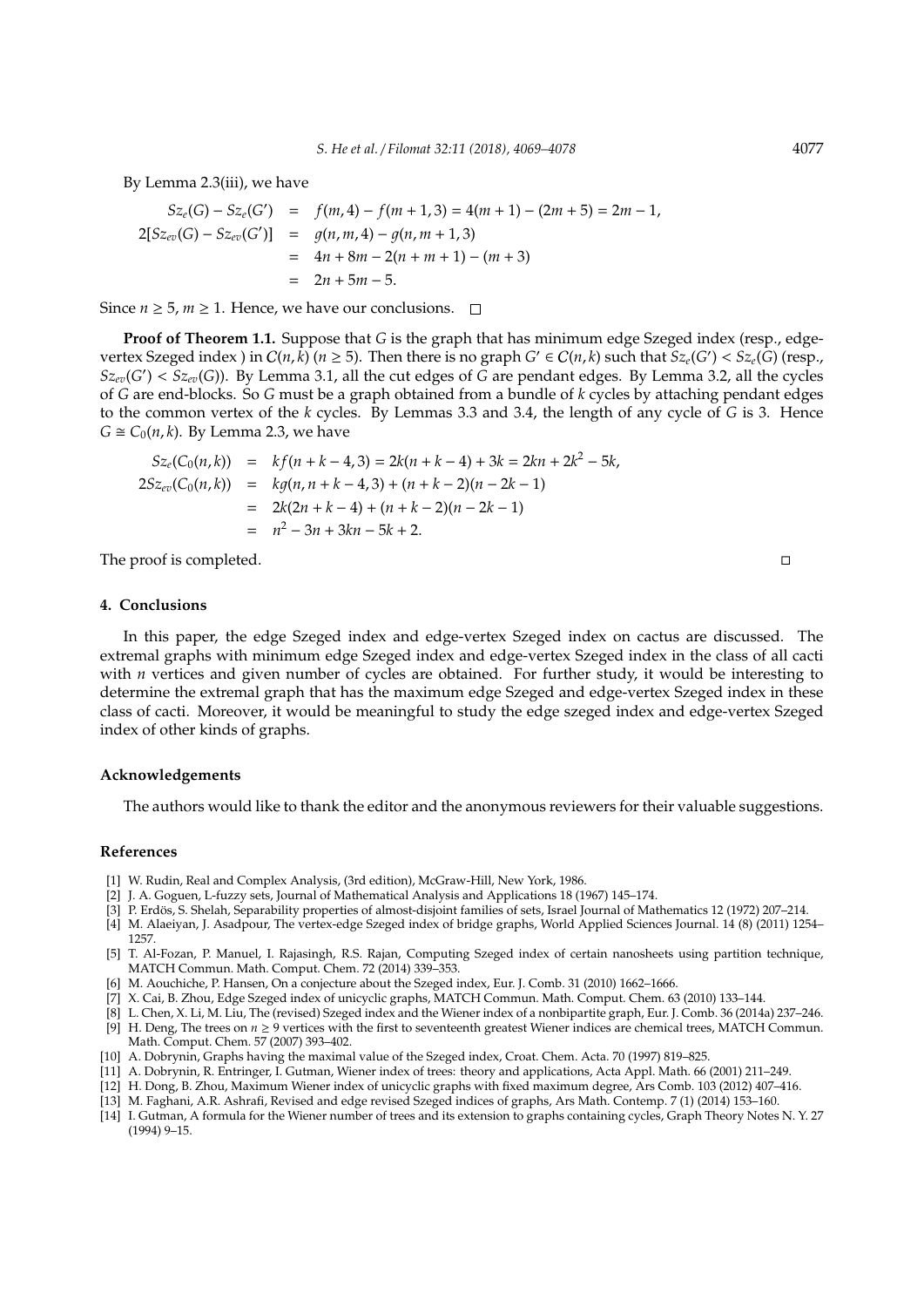By Lemma 2.3(iii), we have

$$
\begin{aligned}
Sz_e(G) - Sz_e(G') &= f(m,4) - f(m+1,3) = 4(m+1) - (2m+5) = 2m-1, \\
2[Sz_{ev}(G) - Sz_{ev}(G')] &= g(n,m,4) - g(n,m+1,3) \\
&= 4n + 8m - 2(n+m+1) - (m+3) \\
&= 2n + 5m - 5.
\end{aligned}
$$

Since $n \geq 5$, $m \geq 1$. Hence, we have our conclusions. □

**Proof of Theorem 1.1.** Suppose that $G$ is the graph that has minimum edge Szeged index (resp., edge-vertex Szeged index ) in $\mathcal{C}(n,k)$ ($n \geq 5$). Then there is no graph $G' \in \mathcal{C}(n,k)$ such that $Sz_e(G') < Sz_e(G)$ (resp., $Sz_{ev}(G') < Sz_{ev}(G)$). By Lemma 3.1, all the cut edges of $G$ are pendant edges. By Lemma 3.2, all the cycles of $G$ are end-blocks. So $G$ must be a graph obtained from a bundle of $k$ cycles by attaching pendant edges to the common vertex of the $k$ cycles. By Lemmas 3.3 and 3.4, the length of any cycle of $G$ is 3. Hence $G \cong C_0(n,k)$. By Lemma 2.3, we have

$$
\begin{aligned}
Sz_e(C_0(n,k)) &= kf(n+k-4,3) = 2k(n+k-4) + 3k = 2kn + 2k^2 - 5k, \\
2Sz_{ev}(C_0(n,k)) &= kg(n,n+k-4,3) + (n+k-2)(n-2k-1) \\
&= 2k(2n+k-4) + (n+k-2)(n-2k-1) \\
&= n^2 - 3n + 3kn - 5k + 2.
\end{aligned}
$$

The proof is completed. □

## 4. Conclusions

In this paper, the edge Szeged index and edge-vertex Szeged index on cactus are discussed. The extremal graphs with minimum edge Szeged index and edge-vertex Szeged index in the class of all cacti with $n$ vertices and given number of cycles are obtained. For further study, it would be interesting to determine the extremal graph that has the maximum edge Szeged and edge-vertex Szeged index in these class of cacti. Moreover, it would be meaningful to study the edge szeged index and edge-vertex Szeged index of other kinds of graphs.

## Acknowledgements

The authors would like to thank the editor and the anonymous reviewers for their valuable suggestions.

## References

- [1] W. Rudin, Real and Complex Analysis, (3rd edition), McGraw-Hill, New York, 1986.
- [2] J. A. Goguen, L-fuzzy sets, Journal of Mathematical Analysis and Applications 18 (1967) 145–174.
- [3] P. Erdös, S. Shelah, Separability properties of almost-disjoint families of sets, Israel Journal of Mathematics 12 (1972) 207–214.
- [4] M. Alaeiyan, J. Asadpour, The vertex-edge Szeged index of bridge graphs, World Applied Sciences Journal. 14 (8) (2011) 1254–1257.
- [5] T. Al-Fozan, P. Manuel, I. Rajasingh, R.S. Rajan, Computing Szeged index of certain nanosheets using partition technique, MATCH Commun. Math. Comput. Chem. 72 (2014) 339–353.
- [6] M. Aouchiche, P. Hansen, On a conjecture about the Szeged index, Eur. J. Comb. 31 (2010) 1662–1666.
- [7] X. Cai, B. Zhou, Edge Szeged index of unicyclic graphs, MATCH Commun. Math. Comput. Chem. 63 (2010) 133–144.
- [8] L. Chen, X. Li, M. Liu, The (revised) Szeged index and the Wiener index of a nonbipartite graph, Eur. J. Comb. 36 (2014a) 237–246.
- [9] H. Deng, The trees on $n \geq 9$ vertices with the first to seventeenth greatest Wiener indices are chemical trees, MATCH Commun. Math. Comput. Chem. 57 (2007) 393–402.
- [10] A. Dobrynin, Graphs having the maximal value of the Szeged index, Croat. Chem. Acta. 70 (1997) 819–825.
- [11] A. Dobrynin, R. Entringer, I. Gutman, Wiener index of trees: theory and applications, Acta Appl. Math. 66 (2001) 211–249.
- [12] H. Dong, B. Zhou, Maximum Wiener index of unicyclic graphs with fixed maximum degree, Ars Comb. 103 (2012) 407–416.
- [13] M. Faghani, A.R. Ashrafi, Revised and edge revised Szeged indices of graphs, Ars Math. Contemp. 7 (1) (2014) 153–160.
- [14] I. Gutman, A formula for the Wiener number of trees and its extension to graphs containing cycles, Graph Theory Notes N. Y. 27 (1994) 9–15.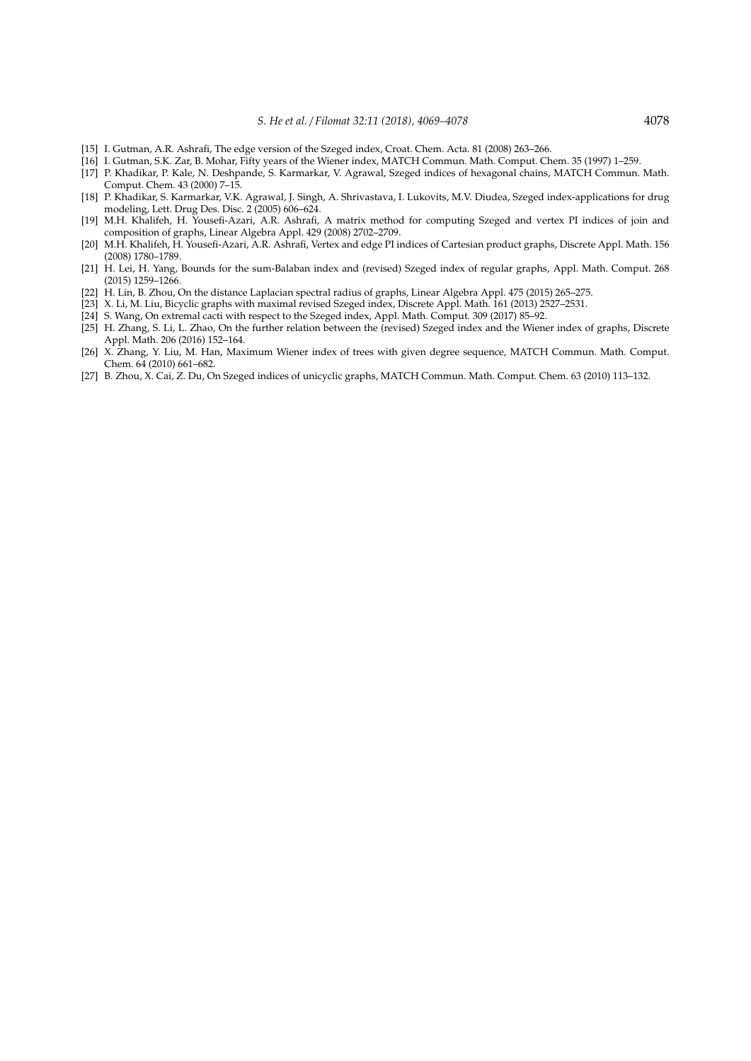[15] I. Gutman, A.R. Ashrafi, The edge version of the Szeged index, Croat. Chem. Acta. 81 (2008) 263–266.

[16] I. Gutman, S.K. Zar, B. Mohar, Fifty years of the Wiener index, MATCH Commun. Math. Comput. Chem. 35 (1997) 1–259.

[17] P. Khadikar, P. Kale, N. Deshpande, S. Karmarkar, V. Agrawal, Szeged indices of hexagonal chains, MATCH Commun. Math. Comput. Chem. 43 (2000) 7–15.

[18] P. Khadikar, S. Karmarkar, V.K. Agrawal, J. Singh, A. Shrivastava, I. Lukovits, M.V. Diudea, Szeged index-applications for drug modeling, Lett. Drug Des. Disc. 2 (2005) 606–624.

[19] M.H. Khalifeh, H. Yousefi-Azari, A.R. Ashrafi, A matrix method for computing Szeged and vertex PI indices of join and composition of graphs, Linear Algebra Appl. 429 (2008) 2702–2709.

[20] M.H. Khalifeh, H. Yousefi-Azari, A.R. Ashrafi, Vertex and edge PI indices of Cartesian product graphs, Discrete Appl. Math. 156 (2008) 1780–1789.

[21] H. Lei, H. Yang, Bounds for the sum-Balaban index and (revised) Szeged index of regular graphs, Appl. Math. Comput. 268 (2015) 1259–1266.

[22] H. Lin, B. Zhou, On the distance Laplacian spectral radius of graphs, Linear Algebra Appl. 475 (2015) 265–275.

[23] X. Li, M. Liu, Bicyclic graphs with maximal revised Szeged index, Discrete Appl. Math. 161 (2013) 2527–2531.

[24] S. Wang, On extremal cacti with respect to the Szeged index, Appl. Math. Comput. 309 (2017) 85–92.

[25] H. Zhang, S. Li, L. Zhao, On the further relation between the (revised) Szeged index and the Wiener index of graphs, Discrete Appl. Math. 206 (2016) 152–164.

[26] X. Zhang, Y. Liu, M. Han, Maximum Wiener index of trees with given degree sequence, MATCH Commun. Math. Comput. Chem. 64 (2010) 661–682.

[27] B. Zhou, X. Cai, Z. Du, On Szeged indices of unicyclic graphs, MATCH Commun. Math. Comput. Chem. 63 (2010) 113–132.